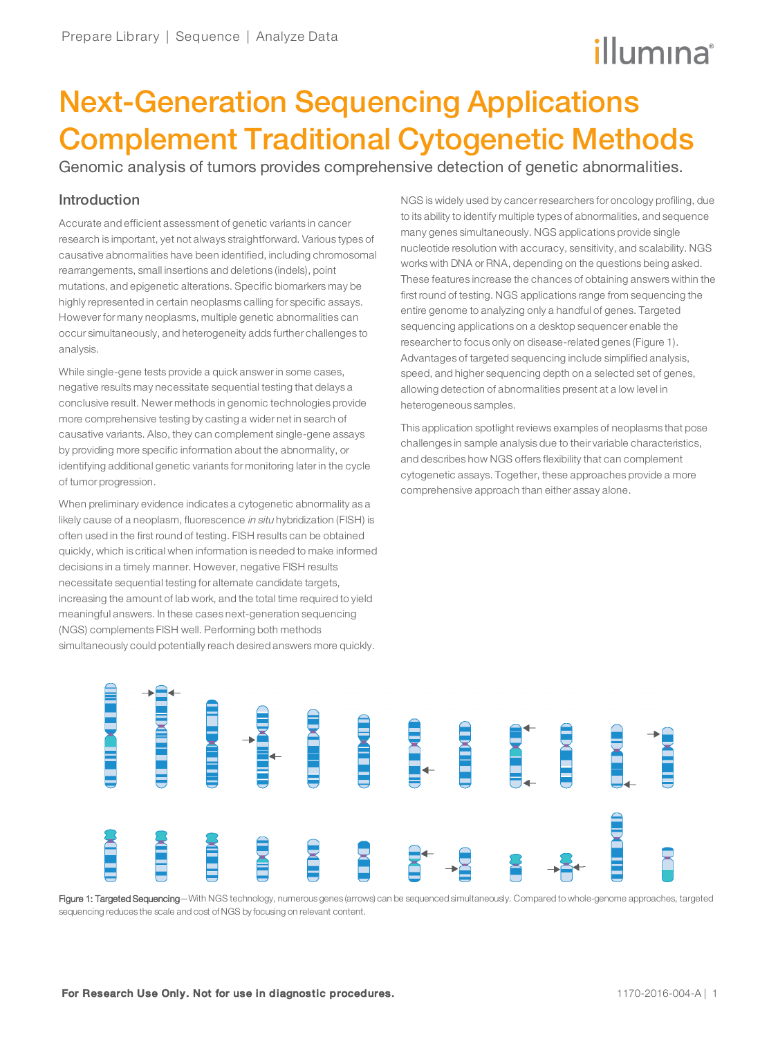# Next-Generation Sequencing Applications Complement Traditional Cytogenetic Methods

Genomic analysis of tumors provides comprehensive detection of genetic abnormalities.

## Introduction

Accurate and efficient assessment of genetic variants in cancer research is important, yet not always straightforward. Various types of causative abnormalities have been identified, including chromosomal rearrangements, small insertions and deletions (indels), point mutations, and epigenetic alterations. Specific biomarkers may be highly represented in certain neoplasms calling for specific assays. However for many neoplasms, multiple genetic abnormalities can occur simultaneously, and heterogeneity adds further challenges to analysis.

While single-gene tests provide a quick answer in some cases, negative results may necessitate sequential testing that delays a conclusive result. Newer methods in genomic technologies provide more comprehensive testing by casting a wider net in search of causative variants. Also, they can complement single-gene assays by providing more specific information about the abnormality, or identifying additional genetic variants for monitoring later in the cycle of tumor progression.

When preliminary evidence indicates a cytogenetic abnormality as a likely cause of a neoplasm, fluorescence *in situ* hybridization (FISH) is often used in the first round of testing. FISH results can be obtained quickly, which is critical when information is needed to make informed decisions in a timely manner. However, negative FISH results necessitate sequential testing for alternate candidate targets, increasing the amount of lab work, and the total time required to yield meaningful answers. In these cases next-generation sequencing (NGS) complements FISH well. Performing both methods simultaneously could potentially reach desired answers more quickly.

NGS is widely used by cancer researchers for oncology profiling, due to its ability to identify multiple types of abnormalities, and sequence many genes simultaneously. NGS applications provide single nucleotide resolution with accuracy, sensitivity, and scalability. NGS works with DNA or RNA, depending on the questions being asked. These features increase the chances of obtaining answers within the first round of testing. NGS applications range from sequencing the entire genome to analyzing only a handful of genes. Targeted sequencing applications on a desktop sequencer enable the researcher to focus only on disease-related genes (Figure 1). Advantages of targeted sequencing include simplified analysis, speed, and higher sequencing depth on a selected set of genes, allowing detection of abnormalities present at a low level in heterogeneous samples.

This application spotlight reviews examples of neoplasms that pose challenges in sample analysis due to their variable characteristics, and describes how NGS offers flexibility that can complement cytogenetic assays. Together, these approaches provide a more comprehensive approach than either assay alone.

**Figure 1: Targeted Sequencing**—With NGS technology, numerous genes (arrows) can be sequenced simultaneously. Compared to whole-genome approaches, targeted sequencing reduces the scale and cost of NGS by focusing on relevant content.

**For Research Use Only. Not for use in diagnostic procedures.**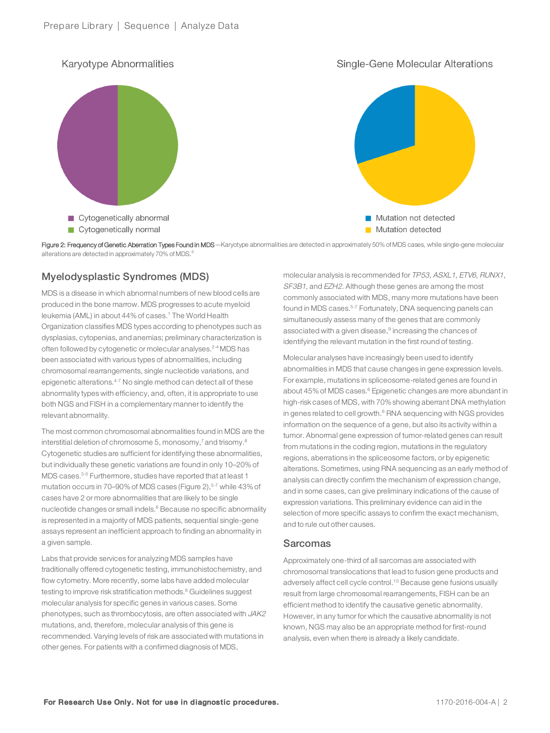Karyotype Abnormalities

Cytogenetically abnormal

Cytogenetically normal

Single-Gene Molecular Alterations

Mutation not detected

Mutation detected

**Figure 2: Frequency of Genetic Aberration Types Found in MDS**—Karyotype abnormalities are detected in approximately 50% of MDS cases, while single-gene molecular alterations are detected in approximately 70% of MDS.[6]

## Myelodysplastic Syndromes (MDS)

MDS is a disease in which abnormal numbers of new blood cells are produced in the bone marrow. MDS progresses to acute myeloid leukemia (AML) in about 44% of cases.[1] The World Health Organization classifies MDS types according to phenotypes such as dysplasias, cytopenias, and anemias; preliminary characterization is often followed by cytogenetic or molecular analyses.[2-4] MDS has been associated with various types of abnormalities, including chromosomal rearrangements, single nucleotide variations, and epigenetic alterations.[4-7] No single method can detect all of these abnormality types with efficiency, and, often, it is appropriate to use both NGS and FISH in a complementary manner to identify the relevant abnormality.

The most common chromosomal abnormalities found in MDS are the interstitial deletion of chromosome 5, monosomy,[7] and trisomy.[8] Cytogenetic studies are sufficient for identifying these abnormalities, but individually these genetic variations are found in only 10–20% of MDS cases.[3-5] Furthermore, studies have reported that at least 1 mutation occurs in 70–90% of MDS cases (Figure 2),[5-7] while 43% of cases have 2 or more abnormalities that are likely to be single nucleotide changes or small indels.[6] Because no specific abnormality is represented in a majority of MDS patients, sequential single-gene assays represent an inefficient approach to finding an abnormality in a given sample.

Labs that provide services for analyzing MDS samples have traditionally offered cytogenetic testing, immunohistochemistry, and flow cytometry. More recently, some labs have added molecular testing to improve risk stratification methods.[8] Guidelines suggest molecular analysis for specific genes in various cases. Some phenotypes, such as thrombocytosis, are often associated with *JAK2* mutations, and, therefore, molecular analysis of this gene is recommended. Varying levels of risk are associated with mutations in other genes. For patients with a confirmed diagnosis of MDS, molecular analysis is recommended for *TP53*, *ASXL1*, *ETV6*, *RUNX1*, *SF3B1*, and *EZH2*. Although these genes are among the most commonly associated with MDS, many more mutations have been found in MDS cases.[5-7] Fortunately, DNA sequencing panels can simultaneously assess many of the genes that are commonly associated with a given disease,[9] increasing the chances of identifying the relevant mutation in the first round of testing.

Molecular analyses have increasingly been used to identify abnormalities in MDS that cause changes in gene expression levels. For example, mutations in spliceosome-related genes are found in about 45% of MDS cases.[6] Epigenetic changes are more abundant in high-risk cases of MDS, with 70% showing aberrant DNA methylation in genes related to cell growth.[6] RNA sequencing with NGS provides information on the sequence of a gene, but also its activity within a tumor. Abnormal gene expression of tumor-related genes can result from mutations in the coding region, mutations in the regulatory regions, aberrations in the spliceosome factors, or by epigenetic alterations. Sometimes, using RNA sequencing as an early method of analysis can directly confirm the mechanism of expression change, and in some cases, can give preliminary indications of the cause of expression variations. This preliminary evidence can aid in the selection of more specific assays to confirm the exact mechanism, and to rule out other causes.

## Sarcomas

Approximately one-third of all sarcomas are associated with chromosomal translocations that lead to fusion gene products and adversely affect cell cycle control.[10] Because gene fusions usually result from large chromosomal rearrangements, FISH can be an efficient method to identify the causative genetic abnormality. However, in any tumor for which the causative abnormality is not known, NGS may also be an appropriate method for first-round analysis, even when there is already a likely candidate.

**For Research Use Only. Not for use in diagnostic procedures.**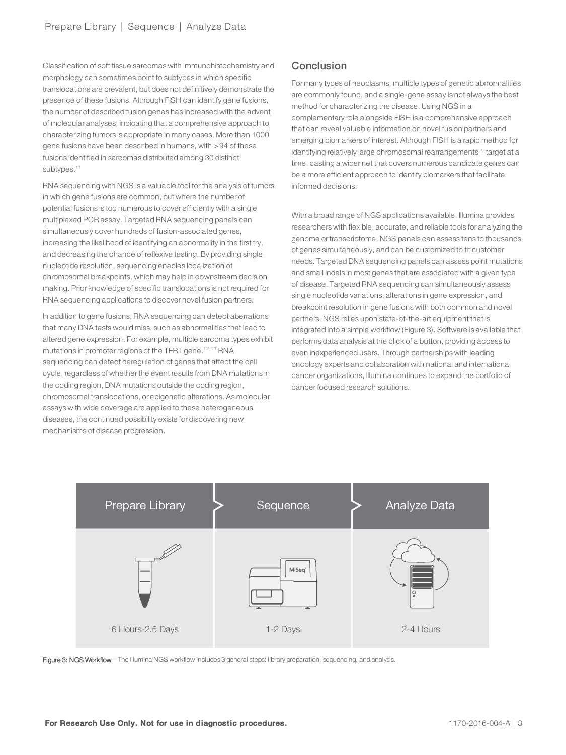Classification of soft tissue sarcomas with immunohistochemistry and morphology can sometimes point to subtypes in which specific translocations are prevalent, but does not definitively demonstrate the presence of these fusions. Although FISH can identify gene fusions, the number of described fusion genes has increased with the advent of molecular analyses, indicating that a comprehensive approach to characterizing tumors is appropriate in many cases. More than 1000 gene fusions have been described in humans, with > 94 of these fusions identified in sarcomas distributed among 30 distinct subtypes.[11]

RNA sequencing with NGS is a valuable tool for the analysis of tumors in which gene fusions are common, but where the number of potential fusions is too numerous to cover efficiently with a single multiplexed PCR assay. Targeted RNA sequencing panels can simultaneously cover hundreds of fusion-associated genes, increasing the likelihood of identifying an abnormality in the first try, and decreasing the chance of reflexive testing. By providing single nucleotide resolution, sequencing enables localization of chromosomal breakpoints, which may help in downstream decision making. Prior knowledge of specific translocations is not required for RNA sequencing applications to discover novel fusion partners.

In addition to gene fusions, RNA sequencing can detect aberrations that many DNA tests would miss, such as abnormalities that lead to altered gene expression. For example, multiple sarcoma types exhibit mutations in promoter regions of the TERT gene.[12,13] RNA sequencing can detect deregulation of genes that affect the cell cycle, regardless of whether the event results from DNA mutations in the coding region, DNA mutations outside the coding region, chromosomal translocations, or epigenetic alterations. As molecular assays with wide coverage are applied to these heterogeneous diseases, the continued possibility exists for discovering new mechanisms of disease progression.

## Conclusion

For many types of neoplasms, multiple types of genetic abnormalities are commonly found, and a single-gene assay is not always the best method for characterizing the disease. Using NGS in a complementary role alongside FISH is a comprehensive approach that can reveal valuable information on novel fusion partners and emerging biomarkers of interest. Although FISH is a rapid method for identifying relatively large chromosomal rearrangements 1 target at a time, casting a wider net that covers numerous candidate genes can be a more efficient approach to identify biomarkers that facilitate informed decisions.

With a broad range of NGS applications available, Illumina provides researchers with flexible, accurate, and reliable tools for analyzing the genome or transcriptome. NGS panels can assess tens to thousands of genes simultaneously, and can be customized to fit customer needs. Targeted DNA sequencing panels can assess point mutations and small indels in most genes that are associated with a given type of disease. Targeted RNA sequencing can simultaneously assess single nucleotide variations, alterations in gene expression, and breakpoint resolution in gene fusions with both common and novel partners. NGS relies upon state-of-the-art equipment that is integrated into a simple workflow (Figure 3). Software is available that performs data analysis at the click of a button, providing access to even inexperienced users. Through partnerships with leading oncology experts and collaboration with national and international cancer organizations, Illumina continues to expand the portfolio of cancer focused research solutions.

Prepare Library
6 Hours-2.5 Days

Sequence
MiSeq
1-2 Days

Analyze Data
2-4 Hours

**Figure 3: NGS Workflow**—The Illumina NGS workflow includes 3 general steps: library preparation, sequencing, and analysis.

**For Research Use Only. Not for use in diagnostic procedures.**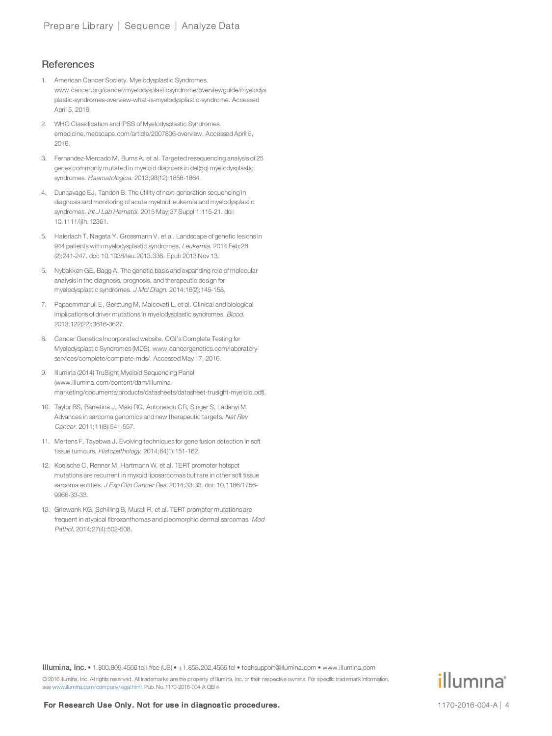## References

1. American Cancer Society. Myelodysplastic Syndromes. www.cancer.org/cancer/myelodysplasticsyndrome/overviewguide/myelodysplastic-syndromes-overview-what-is-myelodysplastic-syndrome. Accessed April 5, 2016.
2. WHO Classification and IPSS of Myelodysplastic Syndromes. emedicine.medscape.com/article/2007806-overview. Accessed April 5, 2016.
3. Fernandez-Mercado M, Burns A, et al. Targeted resequencing analysis of 25 genes commonly mutated in myeloid disorders in del(5q) myelodysplastic syndromes. *Haematologica*. 2013;98(12):1856-1864.
4. Duncavage EJ, Tandon B. The utility of next-generation sequencing in diagnosis and monitoring of acute myeloid leukemia and myelodysplastic syndromes. *Int J Lab Hematol*. 2015 May;37 Suppl 1:115-21. doi: 10.1111/ijlh.12361.
5. Haferlach T, Nagata Y, Grossmann V, et al. Landscape of genetic lesions in 944 patients with myelodysplastic syndromes. *Leukemia*. 2014 Feb;28(2):241-247. doi: 10.1038/leu.2013.336. Epub 2013 Nov 13.
6. Nybakken GE, Bagg A. The genetic basis and expanding role of molecular analysis in the diagnosis, prognosis, and therapeutic design for myelodysplastic syndromes. *J Mol Diagn*. 2014;16(2):145-158.
7. Papaemmanuil E, Gerstung M, Malcovati L, et al. Clinical and biological implications of driver mutations in myelodysplastic syndromes. *Blood*. 2013;122(22):3616-3627.
8. Cancer Genetics Incorporated website. CGI's Complete Testing for Myelodysplastic Syndromes (MDS). www.cancergenetics.com/laboratory-services/complete/complete-mds/. Accessed May 17, 2016.
9. Illumina (2014) TruSight Myeloid Sequencing Panel (www.illumina.com/content/dam/illumina-marketing/documents/products/datasheets/datasheet-trusight-myeloid.pdf).
10. Taylor BS, Barretina J, Maki RG, Antonescu CR, Singer S, Ladanyi M. Advances in sarcoma genomics and new therapeutic targets. *Nat Rev Cancer*. 2011;11(8):541-557.
11. Mertens F, Tayebwa J. Evolving techniques for gene fusion detection in soft tissue tumours. *Histopathology*. 2014;64(1):151-162.
12. Koelsche C, Renner M, Hartmann W, et al. TERT promoter hotspot mutations are recurrent in myxoid liposarcomas but rare in other soft tissue sarcoma entities. *J Exp Clin Cancer Res*. 2014;33:33. doi: 10.1186/1756-9966-33-33.
13. Griewank KG, Schilling B, Murali R, et al. TERT promoter mutations are frequent in atypical fibroxanthomas and pleomorphic dermal sarcomas. *Mod Pathol*. 2014;27(4):502-508.

**Illumina, Inc.** • 1.800.809.4566 toll-free (US) • +1.858.202.4566 tel • techsupport@illumina.com • www.illumina.com

© 2016 Illumina, Inc. All rights reserved. All trademarks are the property of Illumina, Inc. or their respective owners. For specific trademark information, see www.illumina.com/company/legal.html. Pub. No. 1170-2016-004-A QB #

**For Research Use Only. Not for use in diagnostic procedures.**